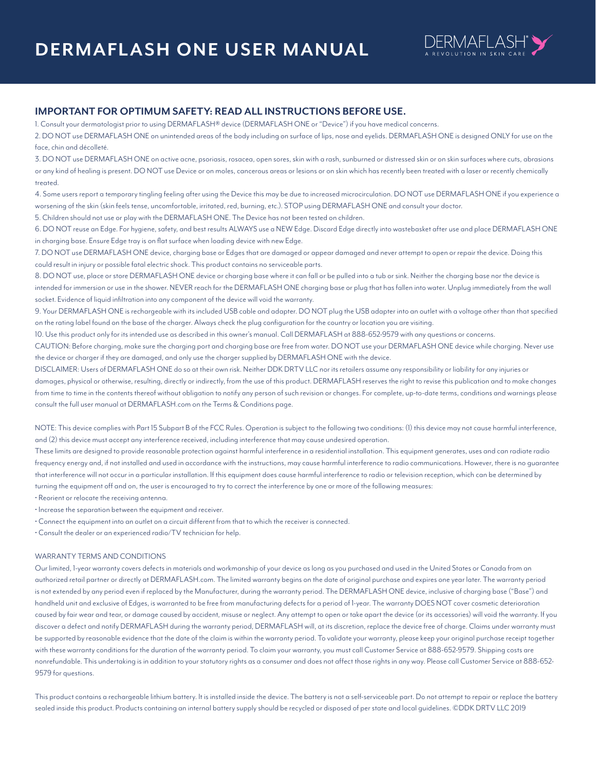# DERMAFLASH ONE USER MANUAL

DERMAFLASH®
A REVOLUTION IN SKIN CARE

## IMPORTANT FOR OPTIMUM SAFETY: READ ALL INSTRUCTIONS BEFORE USE.

1. Consult your dermatologist prior to using DERMAFLASH® device (DERMAFLASH ONE or "Device") if you have medical concerns.
2. DO NOT use DERMAFLASH ONE on unintended areas of the body including on surface of lips, nose and eyelids. DERMAFLASH ONE is designed ONLY for use on the face, chin and décolleté.
3. DO NOT use DERMAFLASH ONE on active acne, psoriasis, rosacea, open sores, skin with a rash, sunburned or distressed skin or on skin surfaces where cuts, abrasions or any kind of healing is present. DO NOT use Device or on moles, cancerous areas or lesions or on skin which has recently been treated with a laser or recently chemically treated.
4. Some users report a temporary tingling feeling after using the Device this may be due to increased microcirculation. DO NOT use DERMAFLASH ONE if you experience a worsening of the skin (skin feels tense, uncomfortable, irritated, red, burning, etc.). STOP using DERMAFLASH ONE and consult your doctor.
5. Children should not use or play with the DERMAFLASH ONE. The Device has not been tested on children.
6. DO NOT reuse an Edge. For hygiene, safety, and best results ALWAYS use a NEW Edge. Discard Edge directly into wastebasket after use and place DERMAFLASH ONE in charging base. Ensure Edge tray is on flat surface when loading device with new Edge.
7. DO NOT use DERMAFLASH ONE device, charging base or Edges that are damaged or appear damaged and never attempt to open or repair the device. Doing this could result in injury or possible fatal electric shock. This product contains no serviceable parts.
8. DO NOT use, place or store DERMAFLASH ONE device or charging base where it can fall or be pulled into a tub or sink. Neither the charging base nor the device is intended for immersion or use in the shower. NEVER reach for the DERMAFLASH ONE charging base or plug that has fallen into water. Unplug immediately from the wall socket. Evidence of liquid infiltration into any component of the device will void the warranty.
9. Your DERMAFLASH ONE is rechargeable with its included USB cable and adapter. DO NOT plug the USB adapter into an outlet with a voltage other than that specified on the rating label found on the base of the charger. Always check the plug configuration for the country or location you are visiting.
10. Use this product only for its intended use as described in this owner's manual. Call DERMAFLASH at 888-652-9579 with any questions or concerns.

CAUTION: Before charging, make sure the charging port and charging base are free from water. DO NOT use your DERMAFLASH ONE device while charging. Never use the device or charger if they are damaged, and only use the charger supplied by DERMAFLASH ONE with the device.

DISCLAIMER: Users of DERMAFLASH ONE do so at their own risk. Neither DDK DRTV LLC nor its retailers assume any responsibility or liability for any injuries or damages, physical or otherwise, resulting, directly or indirectly, from the use of this product. DERMAFLASH reserves the right to revise this publication and to make changes from time to time in the contents thereof without obligation to notify any person of such revision or changes. For complete, up-to-date terms, conditions and warnings please consult the full user manual at DERMAFLASH.com on the Terms & Conditions page.

NOTE: This device complies with Part 15 Subpart B of the FCC Rules. Operation is subject to the following two conditions: (1) this device may not cause harmful interference, and (2) this device must accept any interference received, including interference that may cause undesired operation.

These limits are designed to provide reasonable protection against harmful interference in a residential installation. This equipment generates, uses and can radiate radio frequency energy and, if not installed and used in accordance with the instructions, may cause harmful interference to radio communications. However, there is no guarantee that interference will not occur in a particular installation. If this equipment does cause harmful interference to radio or television reception, which can be determined by turning the equipment off and on, the user is encouraged to try to correct the interference by one or more of the following measures:

- Reorient or relocate the receiving antenna.
- Increase the separation between the equipment and receiver.
- Connect the equipment into an outlet on a circuit different from that to which the receiver is connected.
- Consult the dealer or an experienced radio/TV technician for help.

WARRANTY TERMS AND CONDITIONS

Our limited, 1-year warranty covers defects in materials and workmanship of your device as long as you purchased and used in the United States or Canada from an authorized retail partner or directly at DERMAFLASH.com. The limited warranty begins on the date of original purchase and expires one year later. The warranty period is not extended by any period even if replaced by the Manufacturer, during the warranty period. The DERMAFLASH ONE device, inclusive of charging base ("Base") and handheld unit and exclusive of Edges, is warranted to be free from manufacturing defects for a period of 1-year. The warranty DOES NOT cover cosmetic deterioration caused by fair wear and tear, or damage caused by accident, misuse or neglect. Any attempt to open or take apart the device (or its accessories) will void the warranty. If you discover a defect and notify DERMAFLASH during the warranty period, DERMAFLASH will, at its discretion, replace the device free of charge. Claims under warranty must be supported by reasonable evidence that the date of the claim is within the warranty period. To validate your warranty, please keep your original purchase receipt together with these warranty conditions for the duration of the warranty period. To claim your warranty, you must call Customer Service at 888-652-9579. Shipping costs are nonrefundable. This undertaking is in addition to your statutory rights as a consumer and does not affect those rights in any way. Please call Customer Service at 888-652-9579 for questions.

This product contains a rechargeable lithium battery. It is installed inside the device. The battery is not a self-serviceable part. Do not attempt to repair or replace the battery sealed inside this product. Products containing an internal battery supply should be recycled or disposed of per state and local guidelines. ©DDK DRTV LLC 2019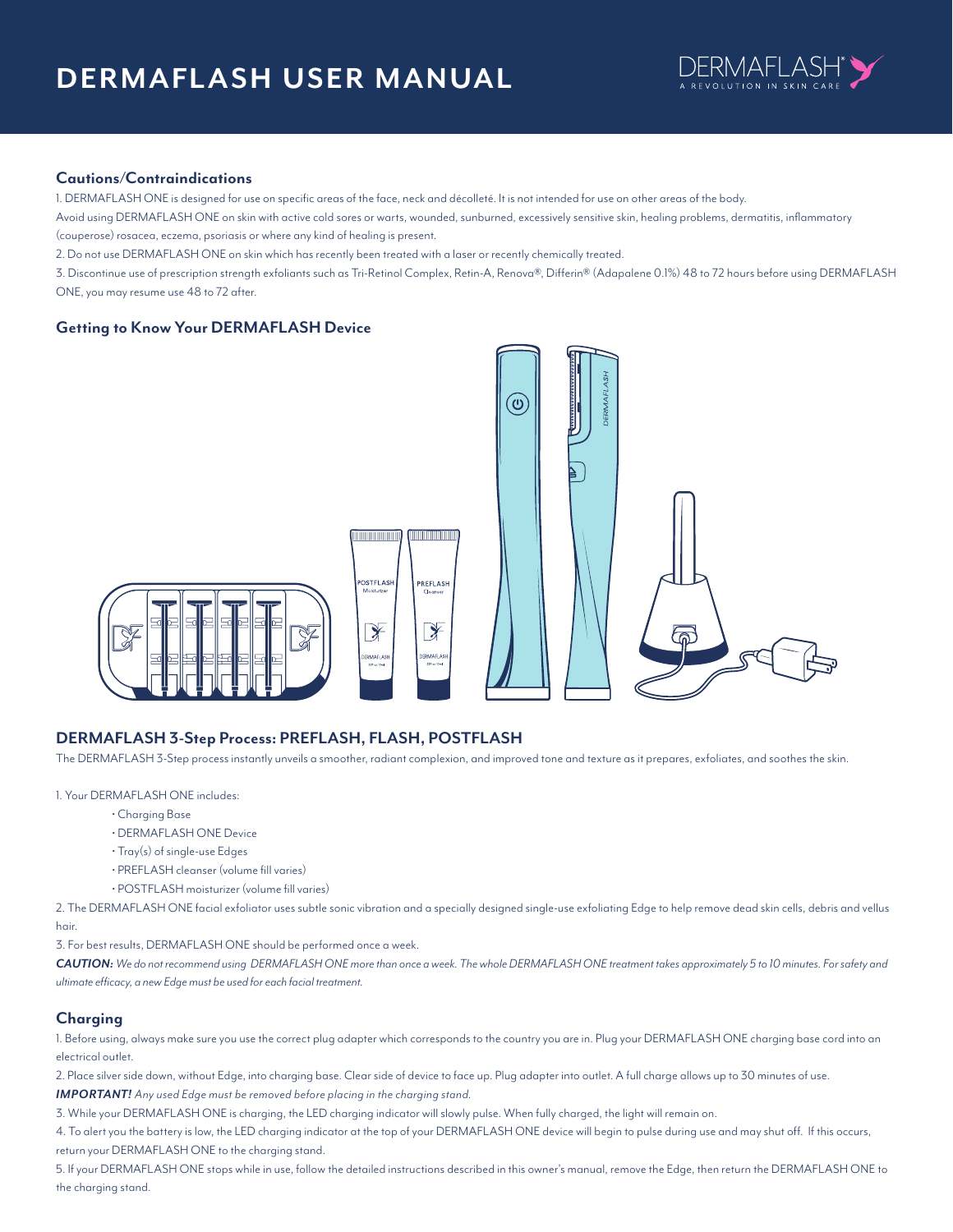# DERMAFLASH USER MANUAL

### Cautions/Contraindications

1. DERMAFLASH ONE is designed for use on specific areas of the face, neck and décolleté. It is not intended for use on other areas of the body.

Avoid using DERMAFLASH ONE on skin with active cold sores or warts, wounded, sunburned, excessively sensitive skin, healing problems, dermatitis, inflammatory (couperose) rosacea, eczema, psoriasis or where any kind of healing is present.

2. Do not use DERMAFLASH ONE on skin which has recently been treated with a laser or recently chemically treated.

3. Discontinue use of prescription strength exfoliants such as Tri-Retinol Complex, Retin-A, Renova®, Differin® (Adapalene 0.1%) 48 to 72 hours before using DERMAFLASH ONE, you may resume use 48 to 72 after.

### Getting to Know Your DERMAFLASH Device

### DERMAFLASH 3-Step Process: PREFLASH, FLASH, POSTFLASH

The DERMAFLASH 3-Step process instantly unveils a smoother, radiant complexion, and improved tone and texture as it prepares, exfoliates, and soothes the skin.

1. Your DERMAFLASH ONE includes:
   - Charging Base
   - DERMAFLASH ONE Device
   - Tray(s) of single-use Edges
   - PREFLASH cleanser (volume fill varies)
   - POSTFLASH moisturizer (volume fill varies)

2. The DERMAFLASH ONE facial exfoliator uses subtle sonic vibration and a specially designed single-use exfoliating Edge to help remove dead skin cells, debris and vellus hair.

3. For best results, DERMAFLASH ONE should be performed once a week.

***CAUTION:*** *We do not recommend using DERMAFLASH ONE more than once a week. The whole DERMAFLASH ONE treatment takes approximately 5 to 10 minutes. For safety and ultimate efficacy, a new Edge must be used for each facial treatment.*

### Charging

1. Before using, always make sure you use the correct plug adapter which corresponds to the country you are in. Plug your DERMAFLASH ONE charging base cord into an electrical outlet.

2. Place silver side down, without Edge, into charging base. Clear side of device to face up. Plug adapter into outlet. A full charge allows up to 30 minutes of use.

***IMPORTANT!*** *Any used Edge must be removed before placing in the charging stand.*

3. While your DERMAFLASH ONE is charging, the LED charging indicator will slowly pulse. When fully charged, the light will remain on.

4. To alert you the battery is low, the LED charging indicator at the top of your DERMAFLASH ONE device will begin to pulse during use and may shut off. If this occurs, return your DERMAFLASH ONE to the charging stand.

5. If your DERMAFLASH ONE stops while in use, follow the detailed instructions described in this owner's manual, remove the Edge, then return the DERMAFLASH ONE to the charging stand.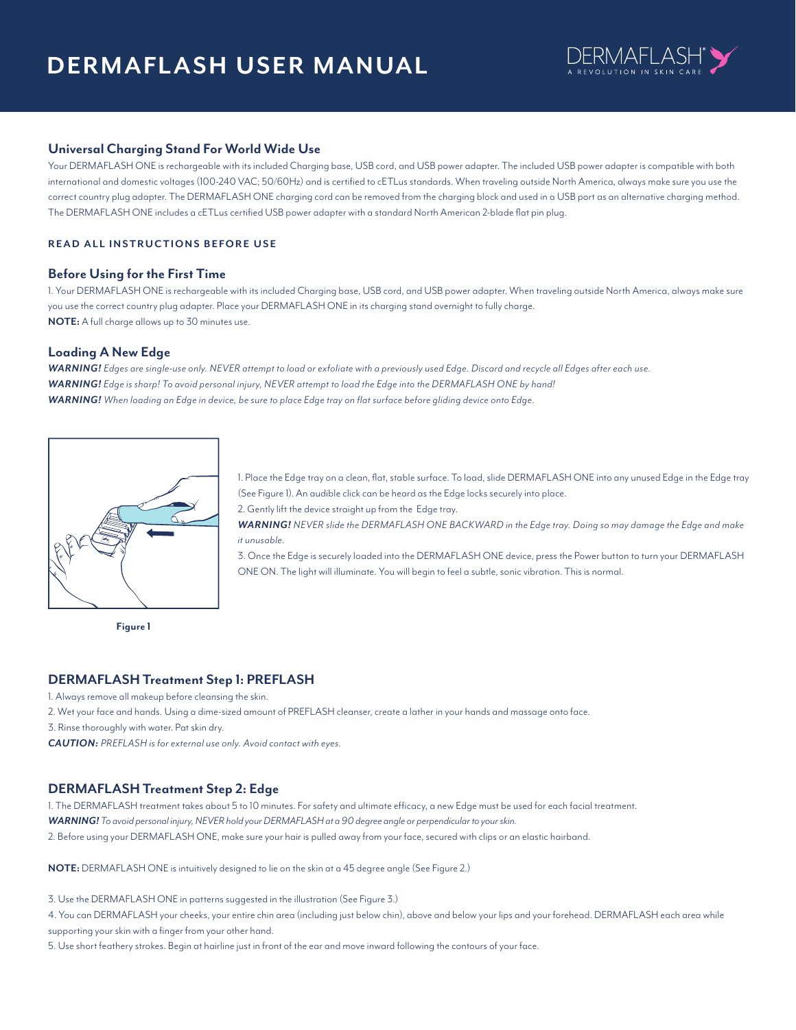# DERMAFLASH USER MANUAL

## Universal Charging Stand For World Wide Use

Your DERMAFLASH ONE is rechargeable with its included Charging base, USB cord, and USB power adapter. The included USB power adapter is compatible with both international and domestic voltages (100-240 VAC; 50/60Hz) and is certified to cETLus standards. When traveling outside North America, always make sure you use the correct country plug adapter. The DERMAFLASH ONE charging cord can be removed from the charging block and used in a USB port as an alternative charging method. The DERMAFLASH ONE includes a cETLus certified USB power adapter with a standard North American 2-blade flat pin plug.

**READ ALL INSTRUCTIONS BEFORE USE**

## Before Using for the First Time

1. Your DERMAFLASH ONE is rechargeable with its included Charging base, USB cord, and USB power adapter. When traveling outside North America, always make sure you use the correct country plug adapter. Place your DERMAFLASH ONE in its charging stand overnight to fully charge.

**NOTE:** A full charge allows up to 30 minutes use.

## Loading A New Edge

***WARNING!*** *Edges are single-use only. NEVER attempt to load or exfoliate with a previously used Edge. Discard and recycle all Edges after each use.*

***WARNING!*** *Edge is sharp! To avoid personal injury, NEVER attempt to load the Edge into the DERMAFLASH ONE by hand!*

***WARNING!*** *When loading an Edge in device, be sure to place Edge tray on flat surface before gliding device onto Edge.*

**Figure 1**

1. Place the Edge tray on a clean, flat, stable surface. To load, slide DERMAFLASH ONE into any unused Edge in the Edge tray (See Figure 1). An audible click can be heard as the Edge locks securely into place.
2. Gently lift the device straight up from the Edge tray.

***WARNING!*** *NEVER slide the DERMAFLASH ONE BACKWARD in the Edge tray. Doing so may damage the Edge and make it unusable.*

3. Once the Edge is securely loaded into the DERMAFLASH ONE device, press the Power button to turn your DERMAFLASH ONE ON. The light will illuminate. You will begin to feel a subtle, sonic vibration. This is normal.

## DERMAFLASH Treatment Step 1: PREFLASH

1. Always remove all makeup before cleansing the skin.
2. Wet your face and hands. Using a dime-sized amount of PREFLASH cleanser, create a lather in your hands and massage onto face.
3. Rinse thoroughly with water. Pat skin dry.

***CAUTION:*** *PREFLASH is for external use only. Avoid contact with eyes.*

## DERMAFLASH Treatment Step 2: Edge

1. The DERMAFLASH treatment takes about 5 to 10 minutes. For safety and ultimate efficacy, a new Edge must be used for each facial treatment.

***WARNING!*** *To avoid personal injury, NEVER hold your DERMAFLASH at a 90 degree angle or perpendicular to your skin.*

2. Before using your DERMAFLASH ONE, make sure your hair is pulled away from your face, secured with clips or an elastic hairband.

**NOTE:** DERMAFLASH ONE is intuitively designed to lie on the skin at a 45 degree angle (See Figure 2.)

3. Use the DERMAFLASH ONE in patterns suggested in the illustration (See Figure 3.)
4. You can DERMAFLASH your cheeks, your entire chin area (including just below chin), above and below your lips and your forehead. DERMAFLASH each area while supporting your skin with a finger from your other hand.
5. Use short feathery strokes. Begin at hairline just in front of the ear and move inward following the contours of your face.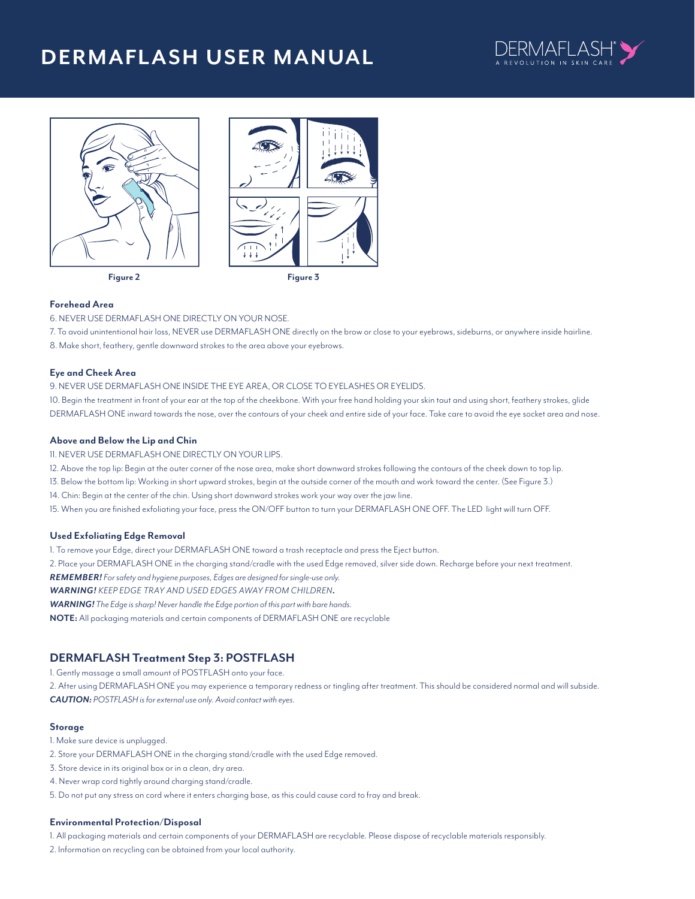# DERMAFLASH USER MANUAL

Figure 2

Figure 3

### Forehead Area

6. NEVER USE DERMAFLASH ONE DIRECTLY ON YOUR NOSE.
7. To avoid unintentional hair loss, NEVER use DERMAFLASH ONE directly on the brow or close to your eyebrows, sideburns, or anywhere inside hairline.
8. Make short, feathery, gentle downward strokes to the area above your eyebrows.

### Eye and Cheek Area

9. NEVER USE DERMAFLASH ONE INSIDE THE EYE AREA, OR CLOSE TO EYELASHES OR EYELIDS.
10. Begin the treatment in front of your ear at the top of the cheekbone. With your free hand holding your skin taut and using short, feathery strokes, glide DERMAFLASH ONE inward towards the nose, over the contours of your cheek and entire side of your face. Take care to avoid the eye socket area and nose.

### Above and Below the Lip and Chin

11. NEVER USE DERMAFLASH ONE DIRECTLY ON YOUR LIPS.
12. Above the top lip: Begin at the outer corner of the nose area, make short downward strokes following the contours of the cheek down to top lip.
13. Below the bottom lip: Working in short upward strokes, begin at the outside corner of the mouth and work toward the center. (See Figure 3.)
14. Chin: Begin at the center of the chin. Using short downward strokes work your way over the jaw line.
15. When you are finished exfoliating your face, press the ON/OFF button to turn your DERMAFLASH ONE OFF. The LED light will turn OFF.

### Used Exfoliating Edge Removal

1. To remove your Edge, direct your DERMAFLASH ONE toward a trash receptacle and press the Eject button.
2. Place your DERMAFLASH ONE in the charging stand/cradle with the used Edge removed, silver side down. Recharge before your next treatment.

***REMEMBER!*** *For safety and hygiene purposes, Edges are designed for single-use only.*

***WARNING!*** *KEEP EDGE TRAY AND USED EDGES AWAY FROM CHILDREN.*

***WARNING!*** *The Edge is sharp! Never handle the Edge portion of this part with bare hands.*

**NOTE:** All packaging materials and certain components of DERMAFLASH ONE are recyclable

## DERMAFLASH Treatment Step 3: POSTFLASH

1. Gently massage a small amount of POSTFLASH onto your face.
2. After using DERMAFLASH ONE you may experience a temporary redness or tingling after treatment. This should be considered normal and will subside.

***CAUTION:*** *POSTFLASH is for external use only. Avoid contact with eyes.*

### Storage

1. Make sure device is unplugged.
2. Store your DERMAFLASH ONE in the charging stand/cradle with the used Edge removed.
3. Store device in its original box or in a clean, dry area.
4. Never wrap cord tightly around charging stand/cradle.
5. Do not put any stress on cord where it enters charging base, as this could cause cord to fray and break.

### Environmental Protection/Disposal

1. All packaging materials and certain components of your DERMAFLASH are recyclable. Please dispose of recyclable materials responsibly.
2. Information on recycling can be obtained from your local authority.